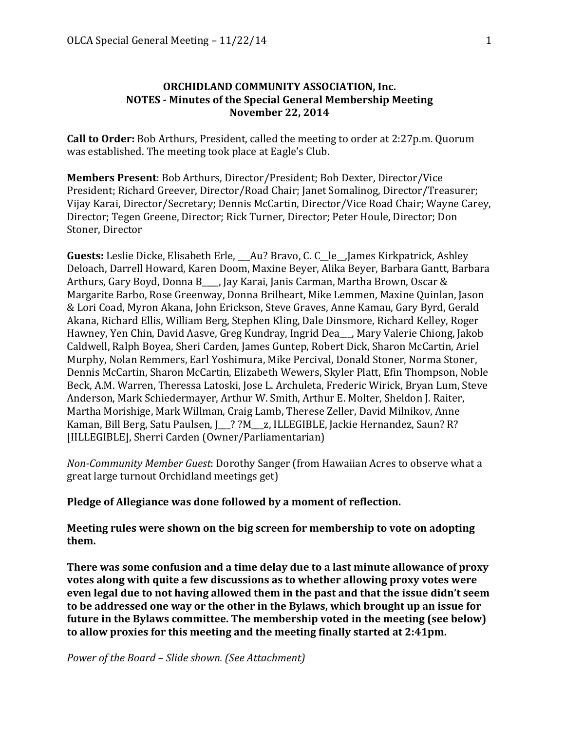**ORCHIDLAND COMMUNITY ASSOCIATION, Inc.**
**NOTES - Minutes of the Special General Membership Meeting**
**November 22, 2014**

**Call to Order:** Bob Arthurs, President, called the meeting to order at 2:27p.m. Quorum was established. The meeting took place at Eagle's Club.

**Members Present**: Bob Arthurs, Director/President; Bob Dexter, Director/Vice President; Richard Greever, Director/Road Chair; Janet Somalinog, Director/Treasurer; Vijay Karai, Director/Secretary; Dennis McCartin, Director/Vice Road Chair; Wayne Carey, Director; Tegen Greene, Director; Rick Turner, Director; Peter Houle, Director; Don Stoner, Director

**Guests:** Leslie Dicke, Elisabeth Erle, ___Au? Bravo, C. C__le__,James Kirkpatrick, Ashley Deloach, Darrell Howard, Karen Doom, Maxine Beyer, Alika Beyer, Barbara Gantt, Barbara Arthurs, Gary Boyd, Donna B____, Jay Karai, Janis Carman, Martha Brown, Oscar & Margarite Barbo, Rose Greenway, Donna Brilheart, Mike Lemmen, Maxine Quinlan, Jason & Lori Coad, Myron Akana, John Erickson, Steve Graves, Anne Kamau, Gary Byrd, Gerald Akana, Richard Ellis, William Berg, Stephen Kling, Dale Dinsmore, Richard Kelley, Roger Hawney, Yen Chin, David Aasve, Greg Kundray, Ingrid Dea___, Mary Valerie Chiong, Jakob Caldwell, Ralph Boyea, Sheri Carden, James Guntep, Robert Dick, Sharon McCartin, Ariel Murphy, Nolan Remmers, Earl Yoshimura, Mike Percival, Donald Stoner, Norma Stoner, Dennis McCartin, Sharon McCartin, Elizabeth Wewers, Skyler Platt, Efin Thompson, Noble Beck, A.M. Warren, Theressa Latoski, Jose L. Archuleta, Frederic Wirick, Bryan Lum, Steve Anderson, Mark Schiedermayer, Arthur W. Smith, Arthur E. Molter, Sheldon J. Raiter, Martha Morishige, Mark Willman, Craig Lamb, Therese Zeller, David Milnikov, Anne Kaman, Bill Berg, Satu Paulsen, J___? ?M___z, ILLEGIBLE, Jackie Hernandez, Saun? R? [ILLEGIBLE], Sherri Carden (Owner/Parliamentarian)

*Non-Community Member Guest*: Dorothy Sanger (from Hawaiian Acres to observe what a great large turnout Orchidland meetings get)

**Pledge of Allegiance was done followed by a moment of reflection.**

**Meeting rules were shown on the big screen for membership to vote on adopting them.**

**There was some confusion and a time delay due to a last minute allowance of proxy votes along with quite a few discussions as to whether allowing proxy votes were even legal due to not having allowed them in the past and that the issue didn't seem to be addressed one way or the other in the Bylaws, which brought up an issue for future in the Bylaws committee. The membership voted in the meeting (see below) to allow proxies for this meeting and the meeting finally started at 2:41pm.**

*Power of the Board – Slide shown. (See Attachment)*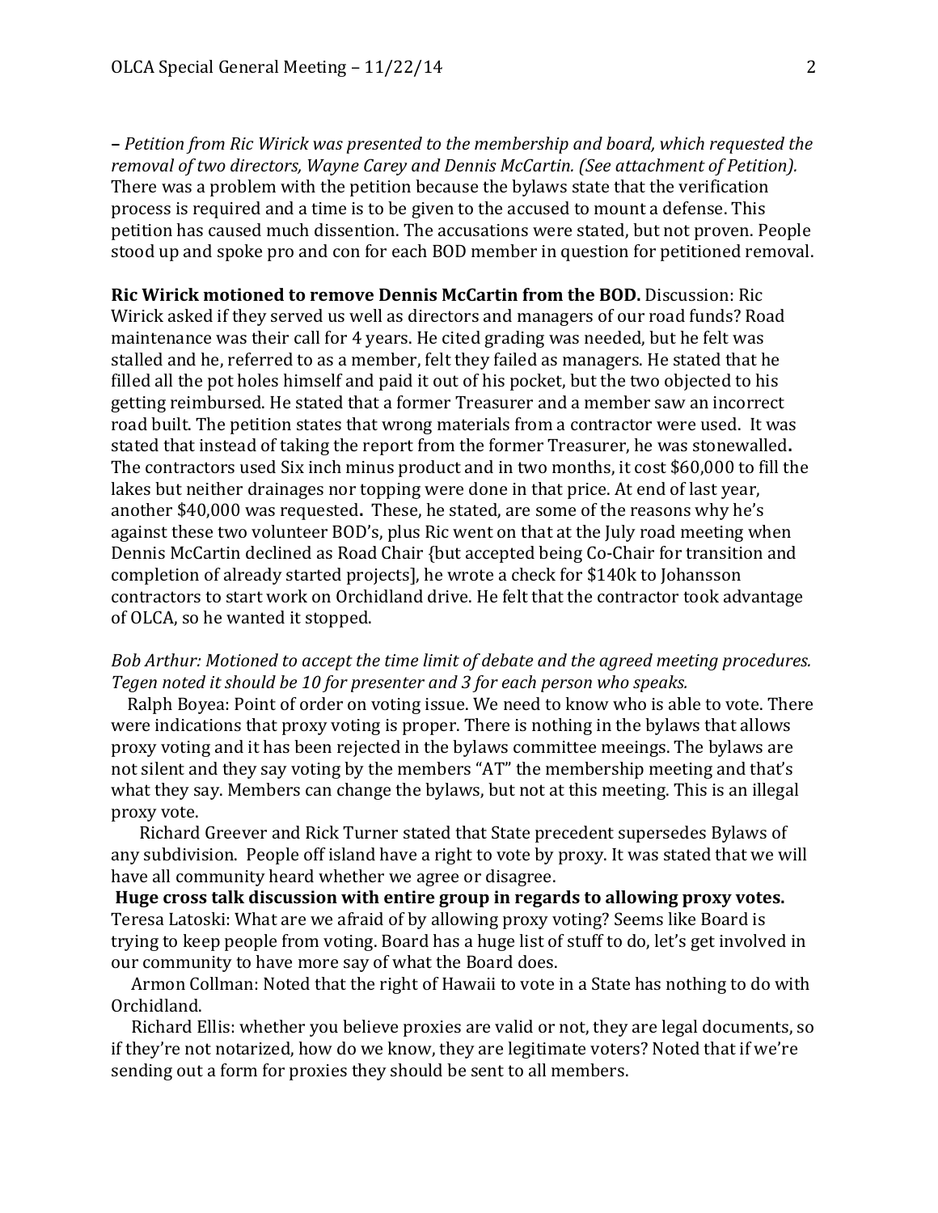*– Petition from Ric Wirick was presented to the membership and board, which requested the removal of two directors, Wayne Carey and Dennis McCartin. (See attachment of Petition).* There was a problem with the petition because the bylaws state that the verification process is required and a time is to be given to the accused to mount a defense. This petition has caused much dissention. The accusations were stated, but not proven. People stood up and spoke pro and con for each BOD member in question for petitioned removal.

**Ric Wirick motioned to remove Dennis McCartin from the BOD.** Discussion: Ric Wirick asked if they served us well as directors and managers of our road funds? Road maintenance was their call for 4 years. He cited grading was needed, but he felt was stalled and he, referred to as a member, felt they failed as managers. He stated that he filled all the pot holes himself and paid it out of his pocket, but the two objected to his getting reimbursed. He stated that a former Treasurer and a member saw an incorrect road built. The petition states that wrong materials from a contractor were used. It was stated that instead of taking the report from the former Treasurer, he was stonewalled**.** The contractors used Six inch minus product and in two months, it cost $60,000 to fill the lakes but neither drainages nor topping were done in that price. At end of last year, another $40,000 was requested**.** These, he stated, are some of the reasons why he's against these two volunteer BOD's, plus Ric went on that at the July road meeting when Dennis McCartin declined as Road Chair {but accepted being Co-Chair for transition and completion of already started projects], he wrote a check for $140k to Johansson contractors to start work on Orchidland drive. He felt that the contractor took advantage of OLCA, so he wanted it stopped.

*Bob Arthur: Motioned to accept the time limit of debate and the agreed meeting procedures. Tegen noted it should be 10 for presenter and 3 for each person who speaks.*

Ralph Boyea: Point of order on voting issue. We need to know who is able to vote. There were indications that proxy voting is proper. There is nothing in the bylaws that allows proxy voting and it has been rejected in the bylaws committee meeings. The bylaws are not silent and they say voting by the members "AT" the membership meeting and that's what they say. Members can change the bylaws, but not at this meeting. This is an illegal proxy vote.

Richard Greever and Rick Turner stated that State precedent supersedes Bylaws of any subdivision. People off island have a right to vote by proxy. It was stated that we will have all community heard whether we agree or disagree.

**Huge cross talk discussion with entire group in regards to allowing proxy votes.**

Teresa Latoski: What are we afraid of by allowing proxy voting? Seems like Board is trying to keep people from voting. Board has a huge list of stuff to do, let's get involved in our community to have more say of what the Board does.

Armon Collman: Noted that the right of Hawaii to vote in a State has nothing to do with Orchidland.

Richard Ellis: whether you believe proxies are valid or not, they are legal documents, so if they're not notarized, how do we know, they are legitimate voters? Noted that if we're sending out a form for proxies they should be sent to all members.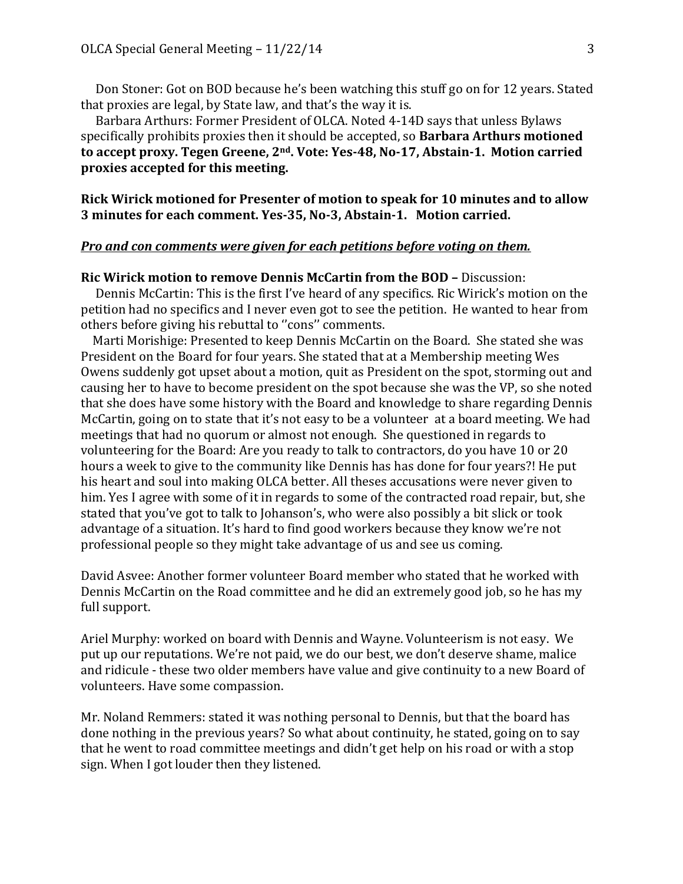Don Stoner: Got on BOD because he's been watching this stuff go on for 12 years. Stated that proxies are legal, by State law, and that's the way it is.

Barbara Arthurs: Former President of OLCA. Noted 4-14D says that unless Bylaws specifically prohibits proxies then it should be accepted, so **Barbara Arthurs motioned to accept proxy. Tegen Greene, 2nd. Vote: Yes-48, No-17, Abstain-1. Motion carried proxies accepted for this meeting.**

**Rick Wirick motioned for Presenter of motion to speak for 10 minutes and to allow 3 minutes for each comment. Yes-35, No-3, Abstain-1. Motion carried.**

***<u>Pro and con comments were given for each petitions before voting on them.</u>***

**Ric Wirick motion to remove Dennis McCartin from the BOD –** Discussion:

Dennis McCartin: This is the first I've heard of any specifics. Ric Wirick's motion on the petition had no specifics and I never even got to see the petition. He wanted to hear from others before giving his rebuttal to ''cons'' comments.

Marti Morishige: Presented to keep Dennis McCartin on the Board. She stated she was President on the Board for four years. She stated that at a Membership meeting Wes Owens suddenly got upset about a motion, quit as President on the spot, storming out and causing her to have to become president on the spot because she was the VP, so she noted that she does have some history with the Board and knowledge to share regarding Dennis McCartin, going on to state that it's not easy to be a volunteer at a board meeting. We had meetings that had no quorum or almost not enough. She questioned in regards to volunteering for the Board: Are you ready to talk to contractors, do you have 10 or 20 hours a week to give to the community like Dennis has has done for four years?! He put his heart and soul into making OLCA better. All theses accusations were never given to him. Yes I agree with some of it in regards to some of the contracted road repair, but, she stated that you've got to talk to Johanson's, who were also possibly a bit slick or took advantage of a situation. It's hard to find good workers because they know we're not professional people so they might take advantage of us and see us coming.

David Asvee: Another former volunteer Board member who stated that he worked with Dennis McCartin on the Road committee and he did an extremely good job, so he has my full support.

Ariel Murphy: worked on board with Dennis and Wayne. Volunteerism is not easy. We put up our reputations. We're not paid, we do our best, we don't deserve shame, malice and ridicule - these two older members have value and give continuity to a new Board of volunteers. Have some compassion.

Mr. Noland Remmers: stated it was nothing personal to Dennis, but that the board has done nothing in the previous years? So what about continuity, he stated, going on to say that he went to road committee meetings and didn't get help on his road or with a stop sign. When I got louder then they listened.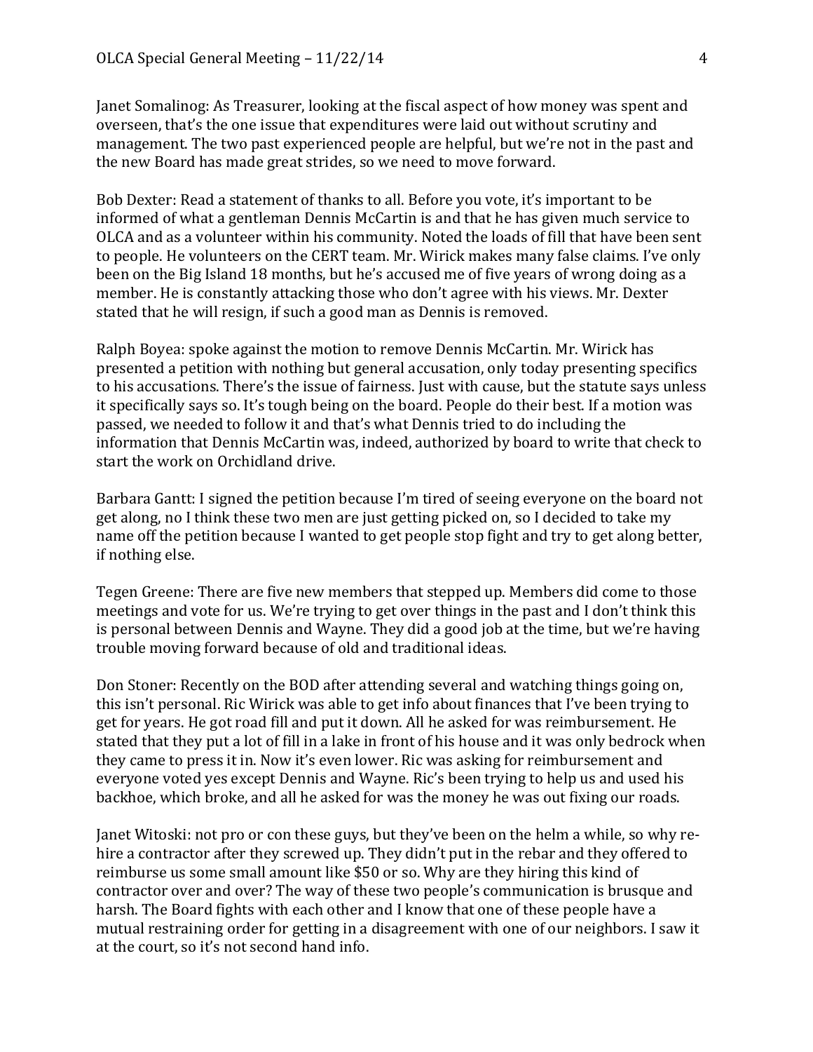Janet Somalinog: As Treasurer, looking at the fiscal aspect of how money was spent and overseen, that's the one issue that expenditures were laid out without scrutiny and management. The two past experienced people are helpful, but we're not in the past and the new Board has made great strides, so we need to move forward.

Bob Dexter: Read a statement of thanks to all. Before you vote, it's important to be informed of what a gentleman Dennis McCartin is and that he has given much service to OLCA and as a volunteer within his community. Noted the loads of fill that have been sent to people. He volunteers on the CERT team. Mr. Wirick makes many false claims. I've only been on the Big Island 18 months, but he's accused me of five years of wrong doing as a member. He is constantly attacking those who don't agree with his views. Mr. Dexter stated that he will resign, if such a good man as Dennis is removed.

Ralph Boyea: spoke against the motion to remove Dennis McCartin. Mr. Wirick has presented a petition with nothing but general accusation, only today presenting specifics to his accusations. There's the issue of fairness. Just with cause, but the statute says unless it specifically says so. It's tough being on the board. People do their best. If a motion was passed, we needed to follow it and that's what Dennis tried to do including the information that Dennis McCartin was, indeed, authorized by board to write that check to start the work on Orchidland drive.

Barbara Gantt: I signed the petition because I'm tired of seeing everyone on the board not get along, no I think these two men are just getting picked on, so I decided to take my name off the petition because I wanted to get people stop fight and try to get along better, if nothing else.

Tegen Greene: There are five new members that stepped up. Members did come to those meetings and vote for us. We're trying to get over things in the past and I don't think this is personal between Dennis and Wayne. They did a good job at the time, but we're having trouble moving forward because of old and traditional ideas.

Don Stoner: Recently on the BOD after attending several and watching things going on, this isn't personal. Ric Wirick was able to get info about finances that I've been trying to get for years. He got road fill and put it down. All he asked for was reimbursement. He stated that they put a lot of fill in a lake in front of his house and it was only bedrock when they came to press it in. Now it's even lower. Ric was asking for reimbursement and everyone voted yes except Dennis and Wayne. Ric's been trying to help us and used his backhoe, which broke, and all he asked for was the money he was out fixing our roads.

Janet Witoski: not pro or con these guys, but they've been on the helm a while, so why re-hire a contractor after they screwed up. They didn't put in the rebar and they offered to reimburse us some small amount like $50 or so. Why are they hiring this kind of contractor over and over? The way of these two people's communication is brusque and harsh. The Board fights with each other and I know that one of these people have a mutual restraining order for getting in a disagreement with one of our neighbors. I saw it at the court, so it's not second hand info.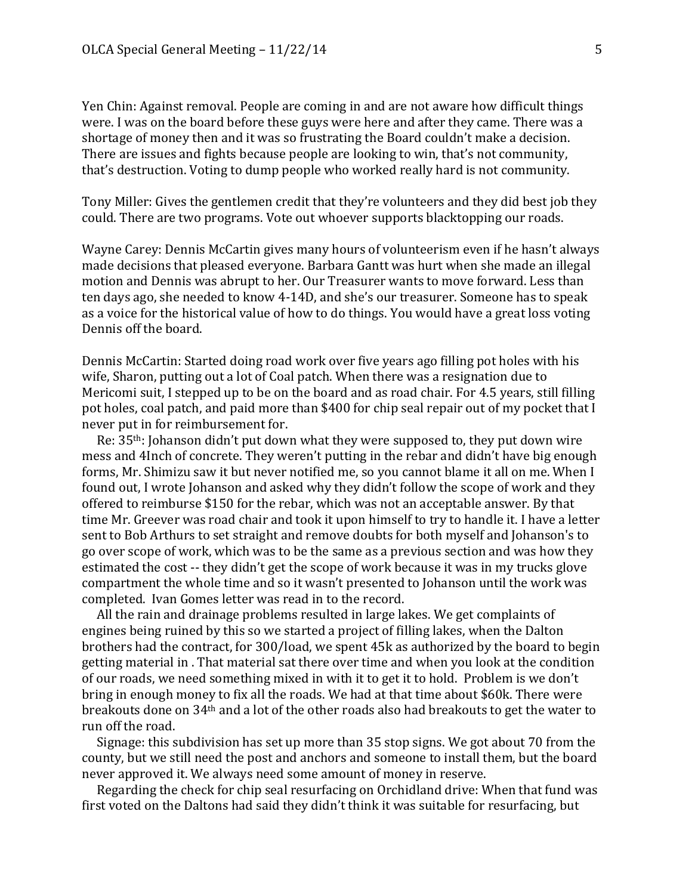Yen Chin: Against removal. People are coming in and are not aware how difficult things were. I was on the board before these guys were here and after they came. There was a shortage of money then and it was so frustrating the Board couldn't make a decision. There are issues and fights because people are looking to win, that's not community, that's destruction. Voting to dump people who worked really hard is not community.

Tony Miller: Gives the gentlemen credit that they're volunteers and they did best job they could. There are two programs. Vote out whoever supports blacktopping our roads.

Wayne Carey: Dennis McCartin gives many hours of volunteerism even if he hasn't always made decisions that pleased everyone. Barbara Gantt was hurt when she made an illegal motion and Dennis was abrupt to her. Our Treasurer wants to move forward. Less than ten days ago, she needed to know 4-14D, and she's our treasurer. Someone has to speak as a voice for the historical value of how to do things. You would have a great loss voting Dennis off the board.

Dennis McCartin: Started doing road work over five years ago filling pot holes with his wife, Sharon, putting out a lot of Coal patch. When there was a resignation due to Mericomi suit, I stepped up to be on the board and as road chair. For 4.5 years, still filling pot holes, coal patch, and paid more than $400 for chip seal repair out of my pocket that I never put in for reimbursement for.

Re: 35th: Johanson didn't put down what they were supposed to, they put down wire mess and 4Inch of concrete. They weren't putting in the rebar and didn't have big enough forms, Mr. Shimizu saw it but never notified me, so you cannot blame it all on me. When I found out, I wrote Johanson and asked why they didn't follow the scope of work and they offered to reimburse $150 for the rebar, which was not an acceptable answer. By that time Mr. Greever was road chair and took it upon himself to try to handle it. I have a letter sent to Bob Arthurs to set straight and remove doubts for both myself and Johanson's to go over scope of work, which was to be the same as a previous section and was how they estimated the cost -- they didn't get the scope of work because it was in my trucks glove compartment the whole time and so it wasn't presented to Johanson until the work was completed. Ivan Gomes letter was read in to the record.

All the rain and drainage problems resulted in large lakes. We get complaints of engines being ruined by this so we started a project of filling lakes, when the Dalton brothers had the contract, for 300/load, we spent 45k as authorized by the board to begin getting material in . That material sat there over time and when you look at the condition of our roads, we need something mixed in with it to get it to hold. Problem is we don't bring in enough money to fix all the roads. We had at that time about $60k. There were breakouts done on 34th and a lot of the other roads also had breakouts to get the water to run off the road.

Signage: this subdivision has set up more than 35 stop signs. We got about 70 from the county, but we still need the post and anchors and someone to install them, but the board never approved it. We always need some amount of money in reserve.

Regarding the check for chip seal resurfacing on Orchidland drive: When that fund was first voted on the Daltons had said they didn't think it was suitable for resurfacing, but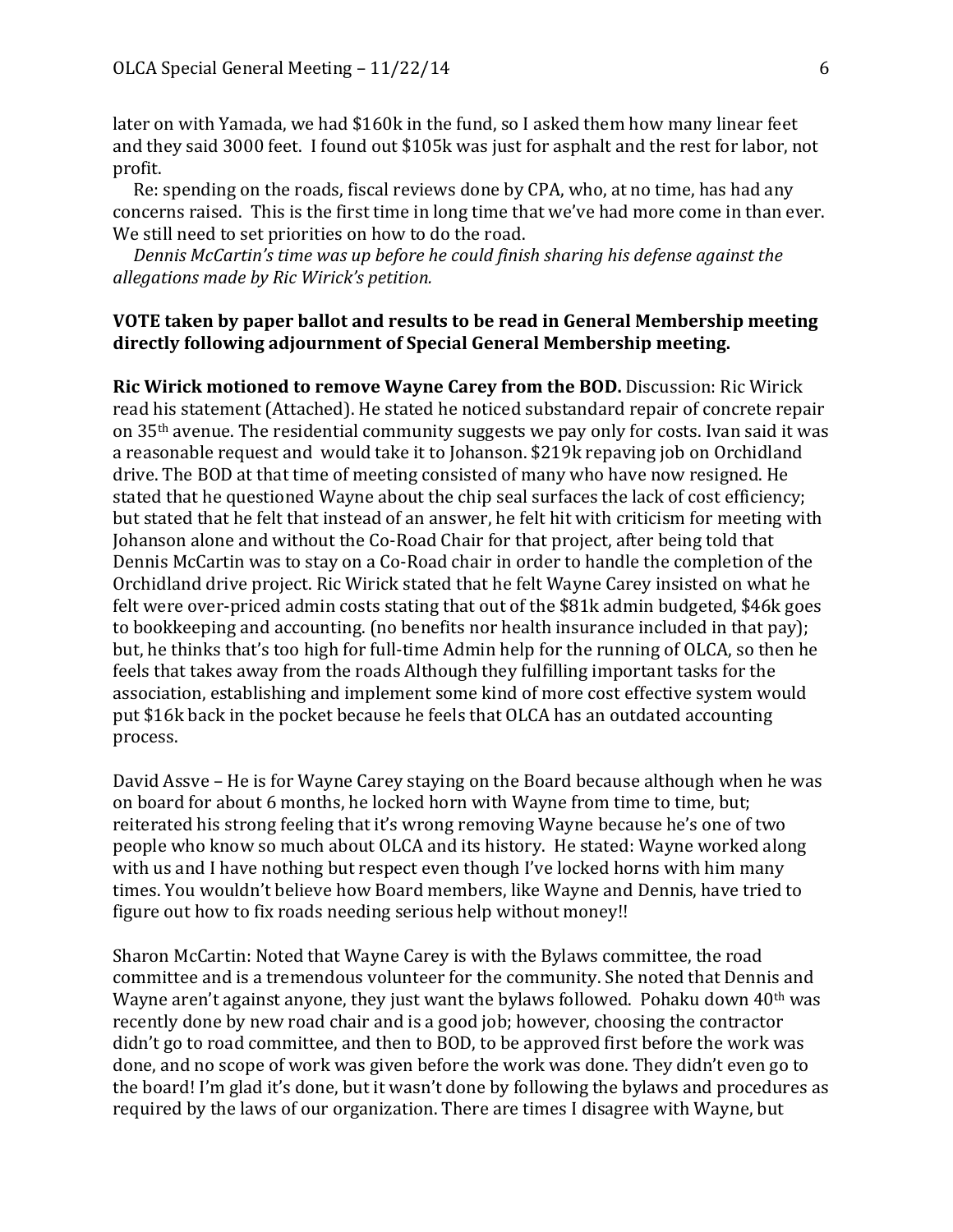later on with Yamada, we had $160k in the fund, so I asked them how many linear feet and they said 3000 feet. I found out $105k was just for asphalt and the rest for labor, not profit.

Re: spending on the roads, fiscal reviews done by CPA, who, at no time, has had any concerns raised. This is the first time in long time that we've had more come in than ever. We still need to set priorities on how to do the road.

*Dennis McCartin's time was up before he could finish sharing his defense against the allegations made by Ric Wirick's petition.*

**VOTE taken by paper ballot and results to be read in General Membership meeting directly following adjournment of Special General Membership meeting.**

**Ric Wirick motioned to remove Wayne Carey from the BOD.** Discussion: Ric Wirick read his statement (Attached). He stated he noticed substandard repair of concrete repair on 35th avenue. The residential community suggests we pay only for costs. Ivan said it was a reasonable request and would take it to Johanson. $219k repaving job on Orchidland drive. The BOD at that time of meeting consisted of many who have now resigned. He stated that he questioned Wayne about the chip seal surfaces the lack of cost efficiency; but stated that he felt that instead of an answer, he felt hit with criticism for meeting with Johanson alone and without the Co-Road Chair for that project, after being told that Dennis McCartin was to stay on a Co-Road chair in order to handle the completion of the Orchidland drive project. Ric Wirick stated that he felt Wayne Carey insisted on what he felt were over-priced admin costs stating that out of the $81k admin budgeted, $46k goes to bookkeeping and accounting. (no benefits nor health insurance included in that pay); but, he thinks that's too high for full-time Admin help for the running of OLCA, so then he feels that takes away from the roads Although they fulfilling important tasks for the association, establishing and implement some kind of more cost effective system would put $16k back in the pocket because he feels that OLCA has an outdated accounting process.

David Assve – He is for Wayne Carey staying on the Board because although when he was on board for about 6 months, he locked horn with Wayne from time to time, but; reiterated his strong feeling that it's wrong removing Wayne because he's one of two people who know so much about OLCA and its history. He stated: Wayne worked along with us and I have nothing but respect even though I've locked horns with him many times. You wouldn't believe how Board members, like Wayne and Dennis, have tried to figure out how to fix roads needing serious help without money!!

Sharon McCartin: Noted that Wayne Carey is with the Bylaws committee, the road committee and is a tremendous volunteer for the community. She noted that Dennis and Wayne aren't against anyone, they just want the bylaws followed. Pohaku down 40th was recently done by new road chair and is a good job; however, choosing the contractor didn't go to road committee, and then to BOD, to be approved first before the work was done, and no scope of work was given before the work was done. They didn't even go to the board! I'm glad it's done, but it wasn't done by following the bylaws and procedures as required by the laws of our organization. There are times I disagree with Wayne, but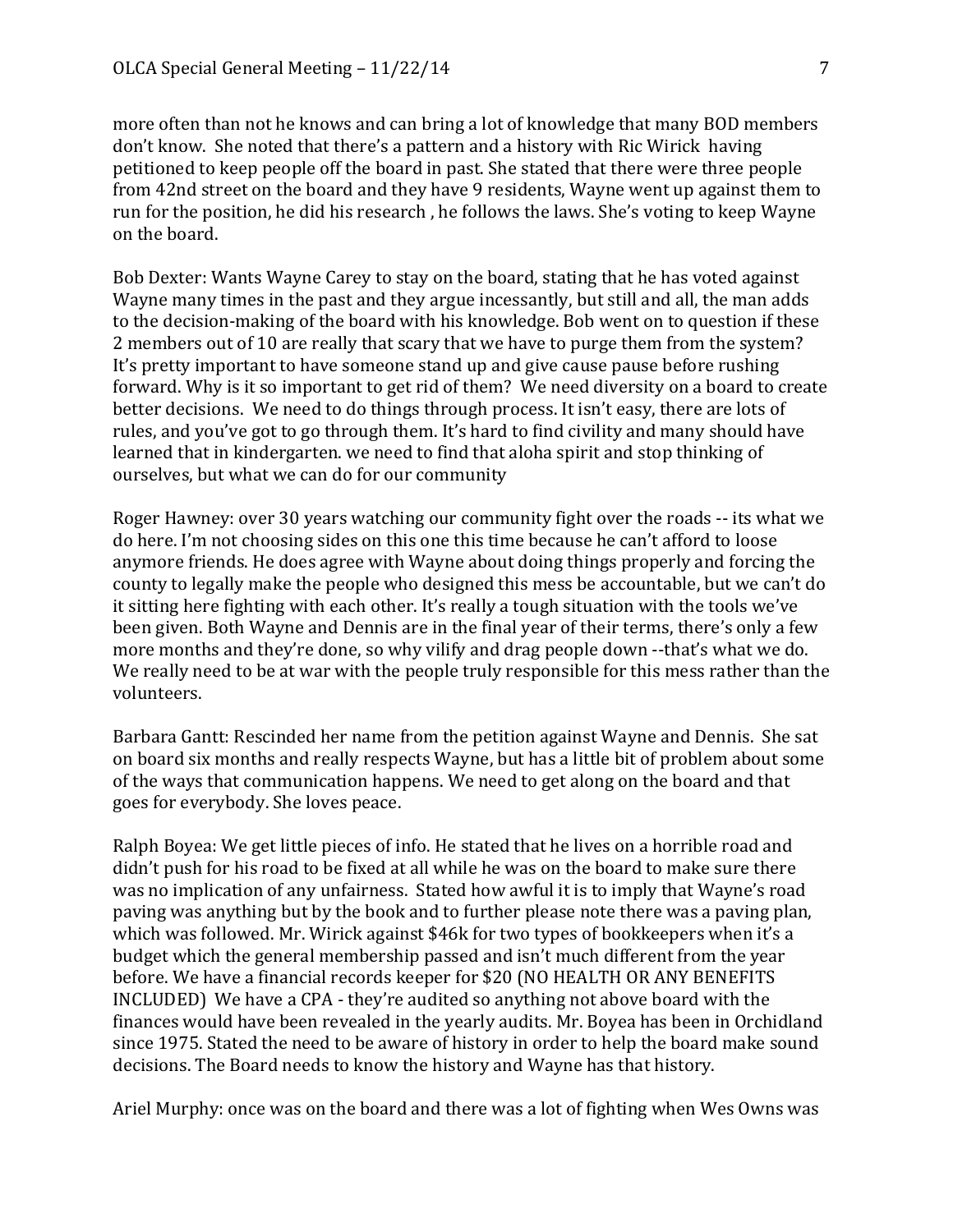more often than not he knows and can bring a lot of knowledge that many BOD members don't know. She noted that there's a pattern and a history with Ric Wirick having petitioned to keep people off the board in past. She stated that there were three people from 42nd street on the board and they have 9 residents, Wayne went up against them to run for the position, he did his research , he follows the laws. She's voting to keep Wayne on the board.

Bob Dexter: Wants Wayne Carey to stay on the board, stating that he has voted against Wayne many times in the past and they argue incessantly, but still and all, the man adds to the decision-making of the board with his knowledge. Bob went on to question if these 2 members out of 10 are really that scary that we have to purge them from the system? It's pretty important to have someone stand up and give cause pause before rushing forward. Why is it so important to get rid of them? We need diversity on a board to create better decisions. We need to do things through process. It isn't easy, there are lots of rules, and you've got to go through them. It's hard to find civility and many should have learned that in kindergarten. we need to find that aloha spirit and stop thinking of ourselves, but what we can do for our community

Roger Hawney: over 30 years watching our community fight over the roads -- its what we do here. I'm not choosing sides on this one this time because he can't afford to loose anymore friends. He does agree with Wayne about doing things properly and forcing the county to legally make the people who designed this mess be accountable, but we can't do it sitting here fighting with each other. It's really a tough situation with the tools we've been given. Both Wayne and Dennis are in the final year of their terms, there's only a few more months and they're done, so why vilify and drag people down --that's what we do. We really need to be at war with the people truly responsible for this mess rather than the volunteers.

Barbara Gantt: Rescinded her name from the petition against Wayne and Dennis. She sat on board six months and really respects Wayne, but has a little bit of problem about some of the ways that communication happens. We need to get along on the board and that goes for everybody. She loves peace.

Ralph Boyea: We get little pieces of info. He stated that he lives on a horrible road and didn't push for his road to be fixed at all while he was on the board to make sure there was no implication of any unfairness. Stated how awful it is to imply that Wayne's road paving was anything but by the book and to further please note there was a paving plan, which was followed. Mr. Wirick against $46k for two types of bookkeepers when it's a budget which the general membership passed and isn't much different from the year before. We have a financial records keeper for $20 (NO HEALTH OR ANY BENEFITS INCLUDED) We have a CPA - they're audited so anything not above board with the finances would have been revealed in the yearly audits. Mr. Boyea has been in Orchidland since 1975. Stated the need to be aware of history in order to help the board make sound decisions. The Board needs to know the history and Wayne has that history.

Ariel Murphy: once was on the board and there was a lot of fighting when Wes Owns was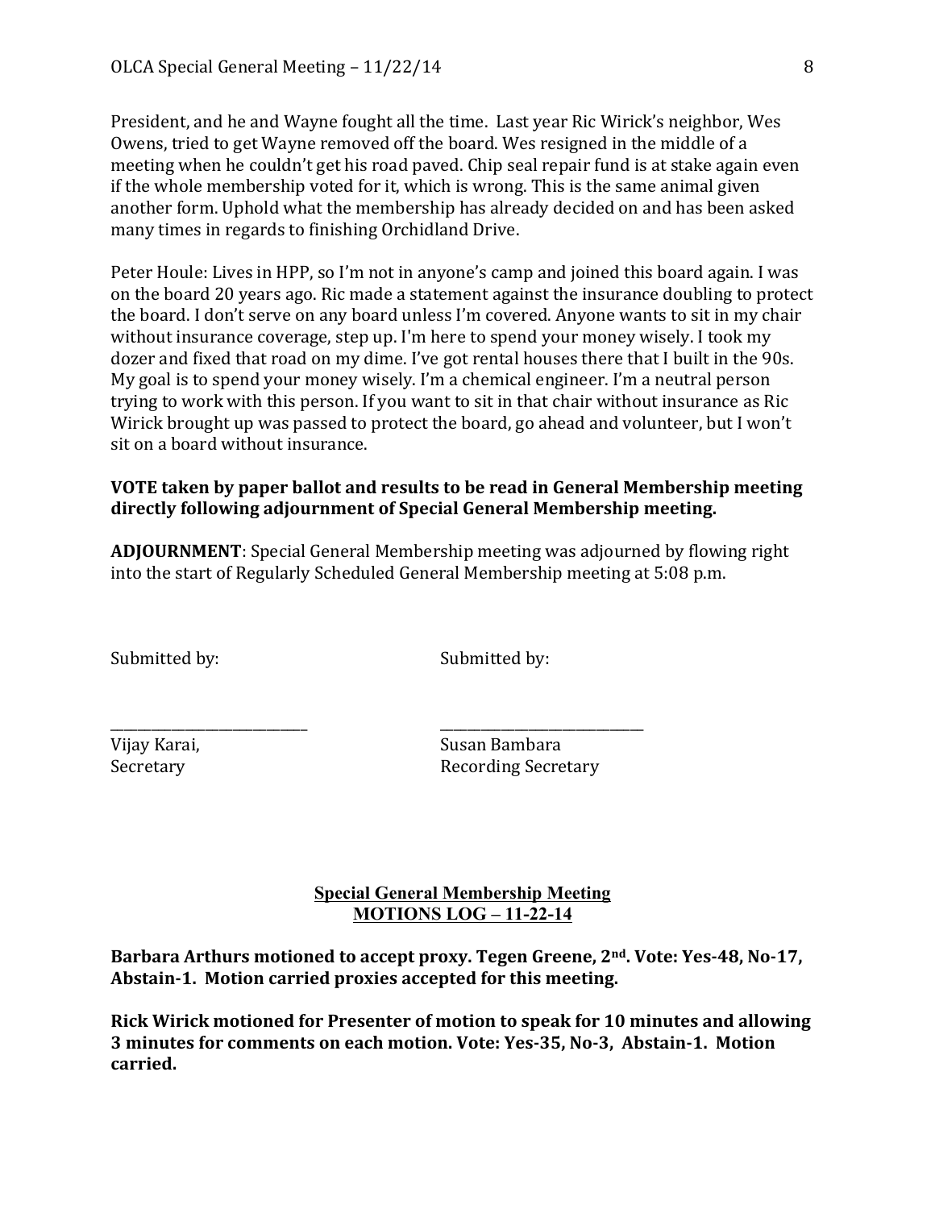President, and he and Wayne fought all the time. Last year Ric Wirick's neighbor, Wes Owens, tried to get Wayne removed off the board. Wes resigned in the middle of a meeting when he couldn't get his road paved. Chip seal repair fund is at stake again even if the whole membership voted for it, which is wrong. This is the same animal given another form. Uphold what the membership has already decided on and has been asked many times in regards to finishing Orchidland Drive.

Peter Houle: Lives in HPP, so I'm not in anyone's camp and joined this board again. I was on the board 20 years ago. Ric made a statement against the insurance doubling to protect the board. I don't serve on any board unless I'm covered. Anyone wants to sit in my chair without insurance coverage, step up. I'm here to spend your money wisely. I took my dozer and fixed that road on my dime. I've got rental houses there that I built in the 90s. My goal is to spend your money wisely. I'm a chemical engineer. I'm a neutral person trying to work with this person. If you want to sit in that chair without insurance as Ric Wirick brought up was passed to protect the board, go ahead and volunteer, but I won't sit on a board without insurance.

**VOTE taken by paper ballot and results to be read in General Membership meeting directly following adjournment of Special General Membership meeting.**

**ADJOURNMENT**: Special General Membership meeting was adjourned by flowing right into the start of Regularly Scheduled General Membership meeting at 5:08 p.m.

Submitted by:

\_\_\_\_\_\_\_\_\_\_\_\_\_\_\_\_\_\_\_\_\_\_\_\_\_\_\_\_
Vijay Karai,
Secretary

Submitted by:

\_\_\_\_\_\_\_\_\_\_\_\_\_\_\_\_\_\_\_\_\_\_\_\_\_\_\_\_
Susan Bambara
Recording Secretary

## Special General Membership Meeting
## MOTIONS LOG – 11-22-14

**Barbara Arthurs motioned to accept proxy. Tegen Greene, 2nd. Vote: Yes-48, No-17, Abstain-1. Motion carried proxies accepted for this meeting.**

**Rick Wirick motioned for Presenter of motion to speak for 10 minutes and allowing 3 minutes for comments on each motion. Vote: Yes-35, No-3, Abstain-1. Motion carried.**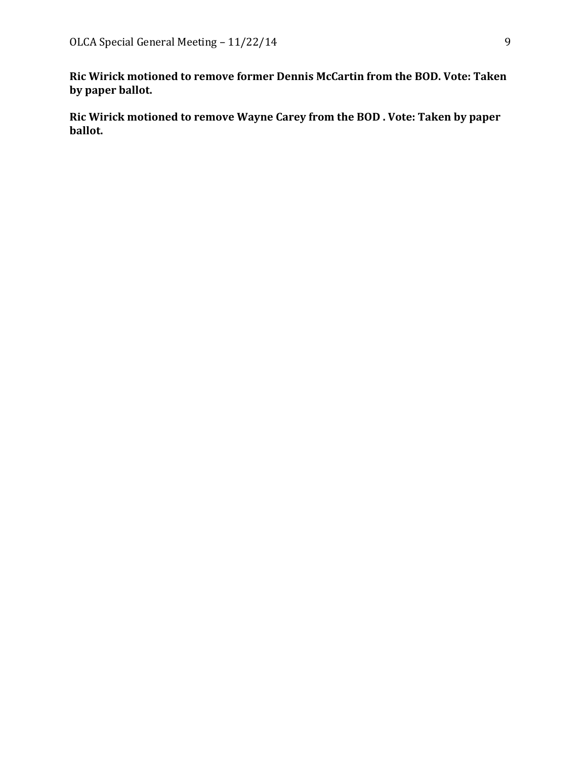**Ric Wirick motioned to remove former Dennis McCartin from the BOD. Vote: Taken by paper ballot.**

**Ric Wirick motioned to remove Wayne Carey from the BOD . Vote: Taken by paper ballot.**